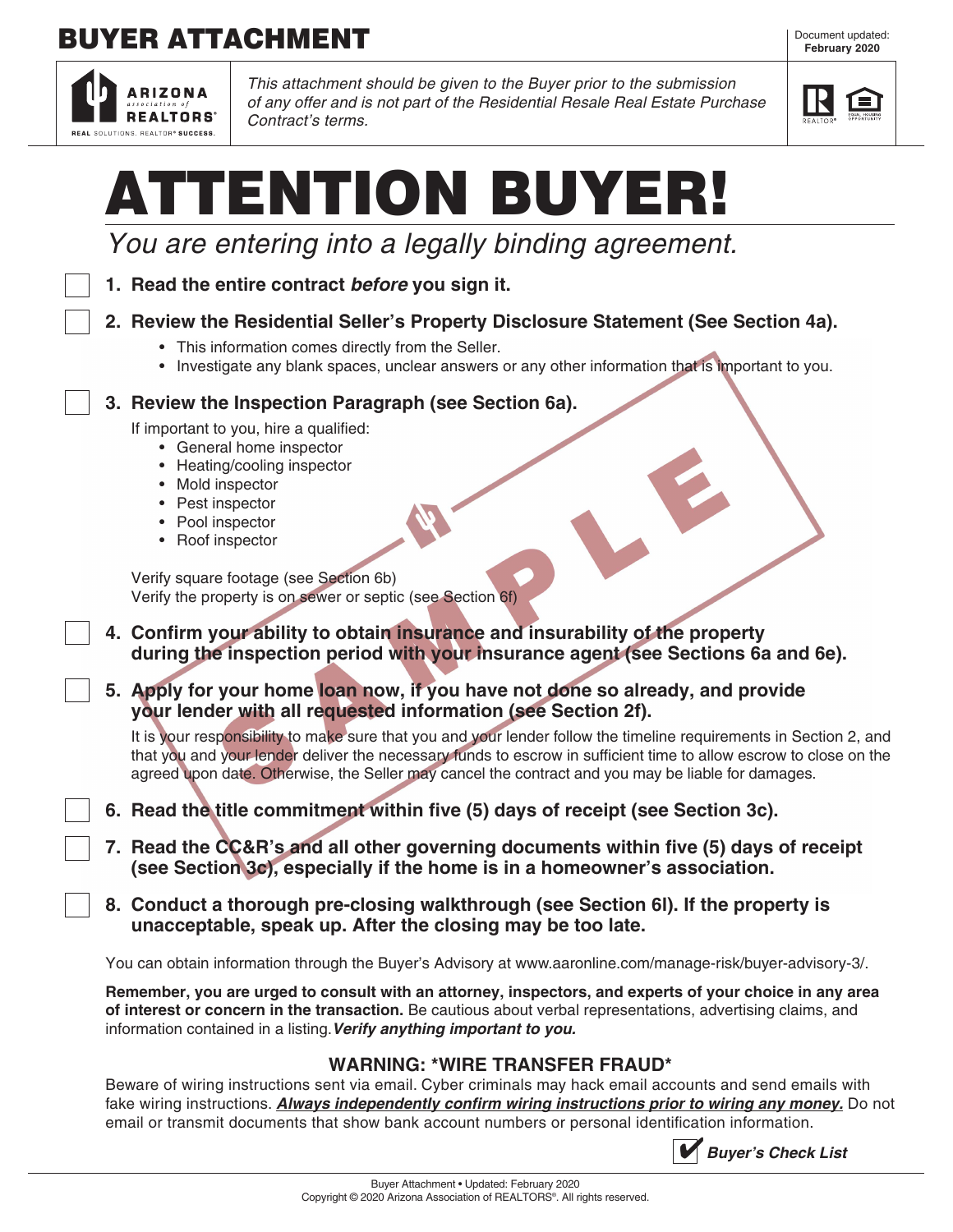# BUYER ATTACHMENT

Document updated: **February 2020**

*This attachment should be given to the Buyer prior to the submission of any offer and is not part of the Residential Resale Real Estate Purchase Contract's terms.*

# ATTENTION BUYER!

*You are entering into a legally binding agreement.*

- [ ] **1. Read the entire contract *before* you sign it.**
- [ ] **2. Review the Residential Seller's Property Disclosure Statement (See Section 4a).**
  - This information comes directly from the Seller.
  - Investigate any blank spaces, unclear answers or any other information that is important to you.
- [ ] **3. Review the Inspection Paragraph (see Section 6a).**

  If important to you, hire a qualified:
  - General home inspector
  - Heating/cooling inspector
  - Mold inspector
  - Pest inspector
  - Pool inspector
  - Roof inspector

  Verify square footage (see Section 6b)
  Verify the property is on sewer or septic (see Section 6f)
- [ ] **4. Confirm your ability to obtain insurance and insurability of the property during the inspection period with your insurance agent (see Sections 6a and 6e).**
- [ ] **5. Apply for your home loan now, if you have not done so already, and provide your lender with all requested information (see Section 2f).**

  It is your responsibility to make sure that you and your lender follow the timeline requirements in Section 2, and that you and your lender deliver the necessary funds to escrow in sufficient time to allow escrow to close on the agreed upon date. Otherwise, the Seller may cancel the contract and you may be liable for damages.
- [ ] **6. Read the title commitment within five (5) days of receipt (see Section 3c).**
- [ ] **7. Read the CC&R's and all other governing documents within five (5) days of receipt (see Section 3c), especially if the home is in a homeowner's association.**
- [ ] **8. Conduct a thorough pre-closing walkthrough (see Section 6l). If the property is unacceptable, speak up. After the closing may be too late.**

You can obtain information through the Buyer's Advisory at www.aaronline.com/manage-risk/buyer-advisory-3/.

**Remember, you are urged to consult with an attorney, inspectors, and experts of your choice in any area of interest or concern in the transaction.** Be cautious about verbal representations, advertising claims, and information contained in a listing. ***Verify anything important to you.***

## WARNING: *WIRE TRANSFER FRAUD*

Beware of wiring instructions sent via email. Cyber criminals may hack email accounts and send emails with fake wiring instructions. ***Always independently confirm wiring instructions prior to wiring any money.*** Do not email or transmit documents that show bank account numbers or personal identification information.

✔ ***Buyer's Check List***

Buyer Attachment • Updated: February 2020
Copyright © 2020 Arizona Association of REALTORS®. All rights reserved.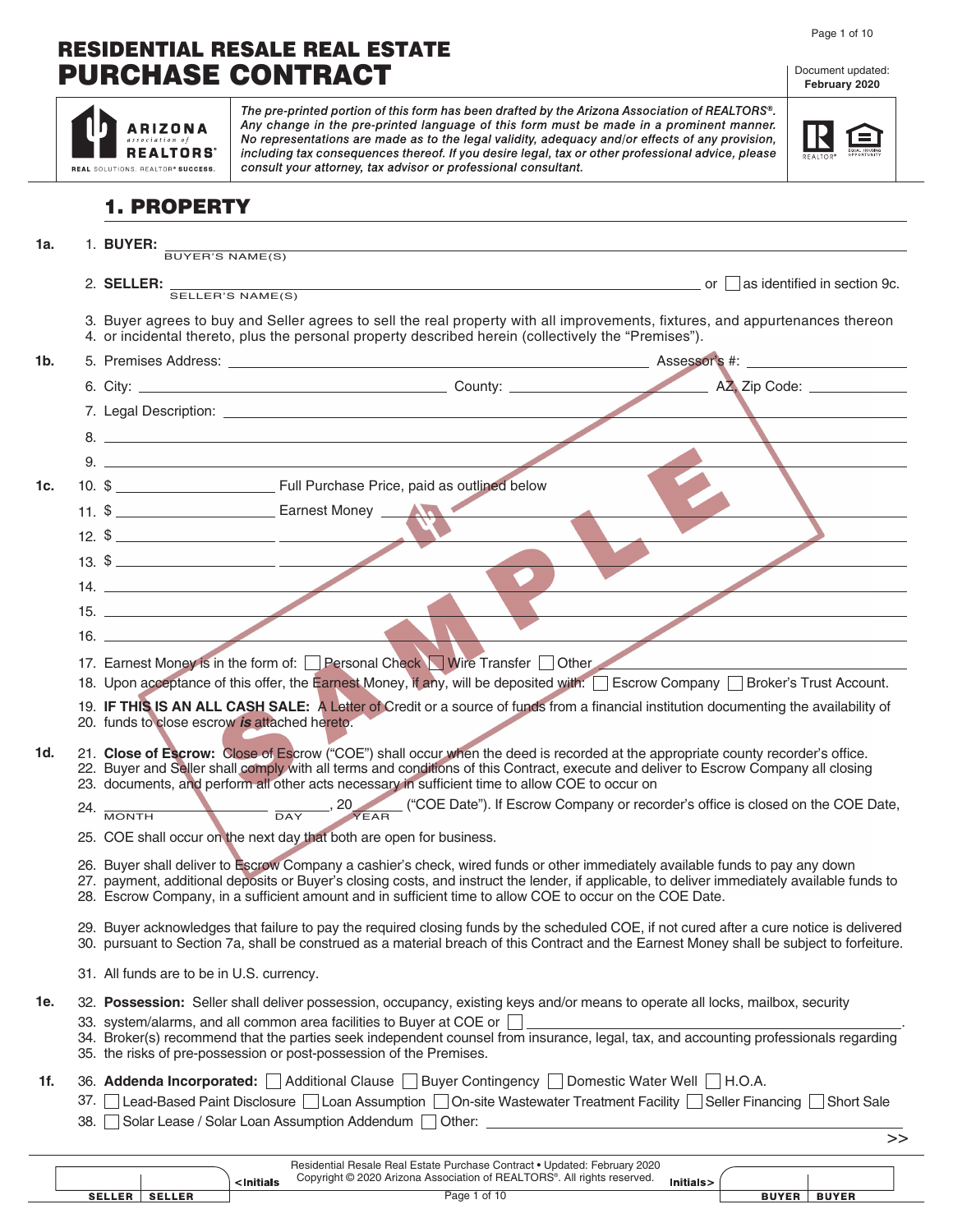# RESIDENTIAL RESALE REAL ESTATE PURCHASE CONTRACT

Document updated: **February 2020**

*The pre-printed portion of this form has been drafted by the Arizona Association of REALTORS®. Any change in the pre-printed language of this form must be made in a prominent manner. No representations are made as to the legal validity, adequacy and/or effects of any provision, including tax consequences thereof. If you desire legal, tax or other professional advice, please consult your attorney, tax advisor or professional consultant.*

## 1. PROPERTY

**1a.**

1. **BUYER:** ______________________________ (BUYER'S NAME(S))
2. **SELLER:** ______________________________ (SELLER'S NAME(S)) or ☐ as identified in section 9c.
3. Buyer agrees to buy and Seller agrees to sell the real property with all improvements, fixtures, and appurtenances thereon
4. or incidental thereto, plus the personal property described herein (collectively the "Premises").

**1b.**

5. Premises Address: ______________________________ Assessor's #: ______________
6. City: ______________ County: ______________ AZ, Zip Code: ______________
7. Legal Description: ______________________________
8. ______________________________
9. ______________________________

**1c.**

10. $ ______________ Full Purchase Price, paid as outlined below
11. $ ______________ Earnest Money ______________
12. $ ______________ ______________
13. $ ______________ ______________
14. ______________________________
15. ______________________________
16. ______________________________
17. Earnest Money is in the form of: ☐ Personal Check ☐ Wire Transfer ☐ Other ______________
18. Upon acceptance of this offer, the Earnest Money, if any, will be deposited with: ☐ Escrow Company ☐ Broker's Trust Account.
19. **IF THIS IS AN ALL CASH SALE:** A Letter of Credit or a source of funds from a financial institution documenting the availability of
20. funds to close escrow ***is*** attached hereto.

**1d.**

21. **Close of Escrow:** Close of Escrow ("COE") shall occur when the deed is recorded at the appropriate county recorder's office.
22. Buyer and Seller shall comply with all terms and conditions of this Contract, execute and deliver to Escrow Company all closing
23. documents, and perform all other acts necessary in sufficient time to allow COE to occur on
24. ______________ (MONTH) ______ (DAY), 20____ (YEAR) ("COE Date"). If Escrow Company or recorder's office is closed on the COE Date,
25. COE shall occur on the next day that both are open for business.
26. Buyer shall deliver to Escrow Company a cashier's check, wired funds or other immediately available funds to pay any down
27. payment, additional deposits or Buyer's closing costs, and instruct the lender, if applicable, to deliver immediately available funds to
28. Escrow Company, in a sufficient amount and in sufficient time to allow COE to occur on the COE Date.
29. Buyer acknowledges that failure to pay the required closing funds by the scheduled COE, if not cured after a cure notice is delivered
30. pursuant to Section 7a, shall be construed as a material breach of this Contract and the Earnest Money shall be subject to forfeiture.
31. All funds are to be in U.S. currency.

**1e.**

32. **Possession:** Seller shall deliver possession, occupancy, existing keys and/or means to operate all locks, mailbox, security
33. system/alarms, and all common area facilities to Buyer at COE or ☐ ______________________________.
34. Broker(s) recommend that the parties seek independent counsel from insurance, legal, tax, and accounting professionals regarding
35. the risks of pre-possession or post-possession of the Premises.

**1f.**

36. **Addenda Incorporated:** ☐ Additional Clause ☐ Buyer Contingency ☐ Domestic Water Well ☐ H.O.A.
37. ☐ Lead-Based Paint Disclosure ☐ Loan Assumption ☐ On-site Wastewater Treatment Facility ☐ Seller Financing ☐ Short Sale
38. ☐ Solar Lease / Solar Loan Assumption Addendum ☐ Other: ______________________________

>>

Residential Resale Real Estate Purchase Contract • Updated: February 2020
Copyright © 2020 Arizona Association of REALTORS®. All rights reserved.

| SELLER | SELLER | <Initials | Initials> | BUYER | BUYER |
|---|---|---|---|---|---|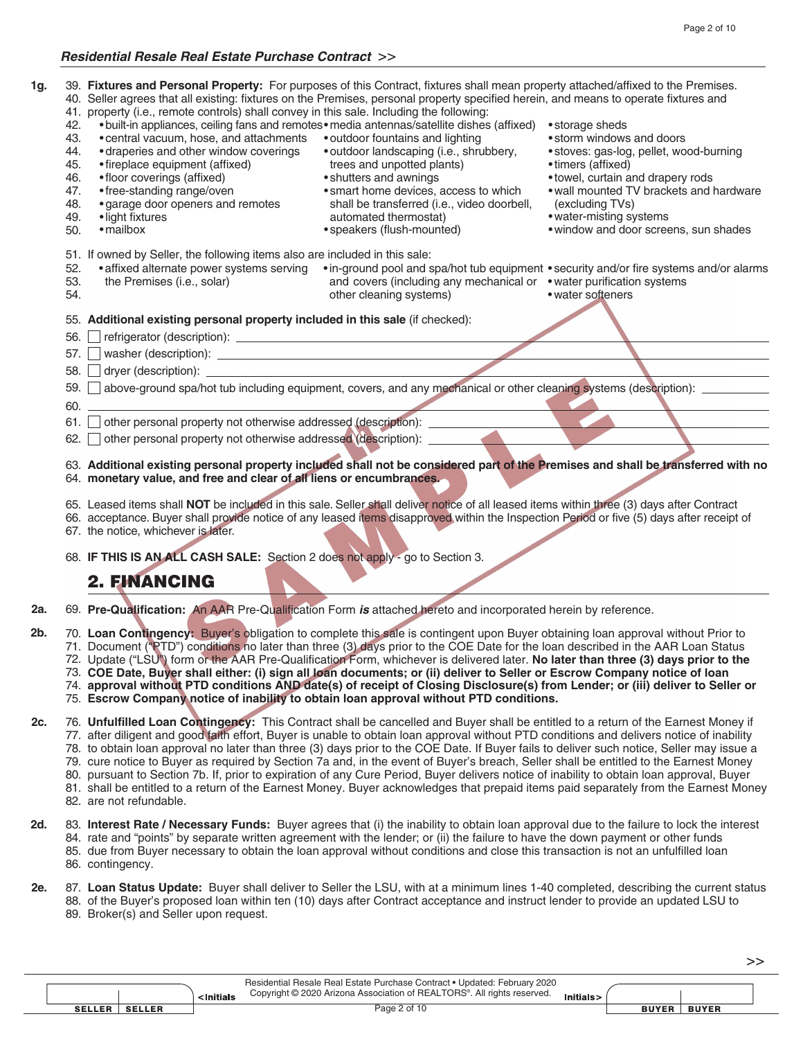**1g.** 39. **Fixtures and Personal Property:** For purposes of this Contract, fixtures shall mean property attached/affixed to the Premises.
40. Seller agrees that all existing: fixtures on the Premises, personal property specified herein, and means to operate fixtures and
41. property (i.e., remote controls) shall convey in this sale. Including the following:

- built-in appliances, ceiling fans and remotes
- central vacuum, hose, and attachments
- draperies and other window coverings
- fireplace equipment (affixed)
- floor coverings (affixed)
- free-standing range/oven
- garage door openers and remotes
- light fixtures
- mailbox
- media antennas/satellite dishes (affixed)
- outdoor fountains and lighting
- outdoor landscaping (i.e., shrubbery, trees and unpotted plants)
- shutters and awnings
- smart home devices, access to which shall be transferred (i.e., video doorbell, automated thermostat)
- speakers (flush-mounted)
- storage sheds
- storm windows and doors
- stoves: gas-log, pellet, wood-burning
- timers (affixed)
- towel, curtain and drapery rods
- wall mounted TV brackets and hardware (excluding TVs)
- water-misting systems
- window and door screens, sun shades

51. If owned by Seller, the following items also are included in this sale:

- affixed alternate power systems serving the Premises (i.e., solar)
- in-ground pool and spa/hot tub equipment and covers (including any mechanical or other cleaning systems)
- security and/or fire systems and/or alarms
- water purification systems
- water softeners

55. **Additional existing personal property included in this sale** (if checked):

56. ☐ refrigerator (description): \_\_\_\_\_\_\_\_\_\_
57. ☐ washer (description): \_\_\_\_\_\_\_\_\_\_
58. ☐ dryer (description): \_\_\_\_\_\_\_\_\_\_
59. ☐ above-ground spa/hot tub including equipment, covers, and any mechanical or other cleaning systems (description): \_\_\_\_\_\_\_\_\_\_
60. \_\_\_\_\_\_\_\_\_\_
61. ☐ other personal property not otherwise addressed (description): \_\_\_\_\_\_\_\_\_\_
62. ☐ other personal property not otherwise addressed (description): \_\_\_\_\_\_\_\_\_\_

63. **Additional existing personal property included shall not be considered part of the Premises and shall be transferred with no**
64. **monetary value, and free and clear of all liens or encumbrances.**

65. Leased items shall **NOT** be included in this sale. Seller shall deliver notice of all leased items within three (3) days after Contract
66. acceptance. Buyer shall provide notice of any leased items disapproved within the Inspection Period or five (5) days after receipt of
67. the notice, whichever is later.

68. **IF THIS IS AN ALL CASH SALE:** Section 2 does not apply - go to Section 3.

## 2. FINANCING

**2a.** 69. **Pre-Qualification:** An AAR Pre-Qualification Form ***is*** attached hereto and incorporated herein by reference.

**2b.** 70. **Loan Contingency:** Buyer's obligation to complete this sale is contingent upon Buyer obtaining loan approval without Prior to
71. Document ("PTD") conditions no later than three (3) days prior to the COE Date for the loan described in the AAR Loan Status
72. Update ("LSU") form or the AAR Pre-Qualification Form, whichever is delivered later. **No later than three (3) days prior to the**
73. **COE Date, Buyer shall either: (i) sign all loan documents; or (ii) deliver to Seller or Escrow Company notice of loan**
74. **approval without PTD conditions AND date(s) of receipt of Closing Disclosure(s) from Lender; or (iii) deliver to Seller or**
75. **Escrow Company notice of inability to obtain loan approval without PTD conditions.**

**2c.** 76. **Unfulfilled Loan Contingency:** This Contract shall be cancelled and Buyer shall be entitled to a return of the Earnest Money if
77. after diligent and good faith effort, Buyer is unable to obtain loan approval without PTD conditions and delivers notice of inability
78. to obtain loan approval no later than three (3) days prior to the COE Date. If Buyer fails to deliver such notice, Seller may issue a
79. cure notice to Buyer as required by Section 7a and, in the event of Buyer's breach, Seller shall be entitled to the Earnest Money
80. pursuant to Section 7b. If, prior to expiration of any Cure Period, Buyer delivers notice of inability to obtain loan approval, Buyer
81. shall be entitled to a return of the Earnest Money. Buyer acknowledges that prepaid items paid separately from the Earnest Money
82. are not refundable.

**2d.** 83. **Interest Rate / Necessary Funds:** Buyer agrees that (i) the inability to obtain loan approval due to the failure to lock the interest
84. rate and "points" by separate written agreement with the lender; or (ii) the failure to have the down payment or other funds
85. due from Buyer necessary to obtain the loan approval without conditions and close this transaction is not an unfulfilled loan
86. contingency.

**2e.** 87. **Loan Status Update:** Buyer shall deliver to Seller the LSU, with at a minimum lines 1-40 completed, describing the current status
88. of the Buyer's proposed loan within ten (10) days after Contract acceptance and instruct lender to provide an updated LSU to
89. Broker(s) and Seller upon request.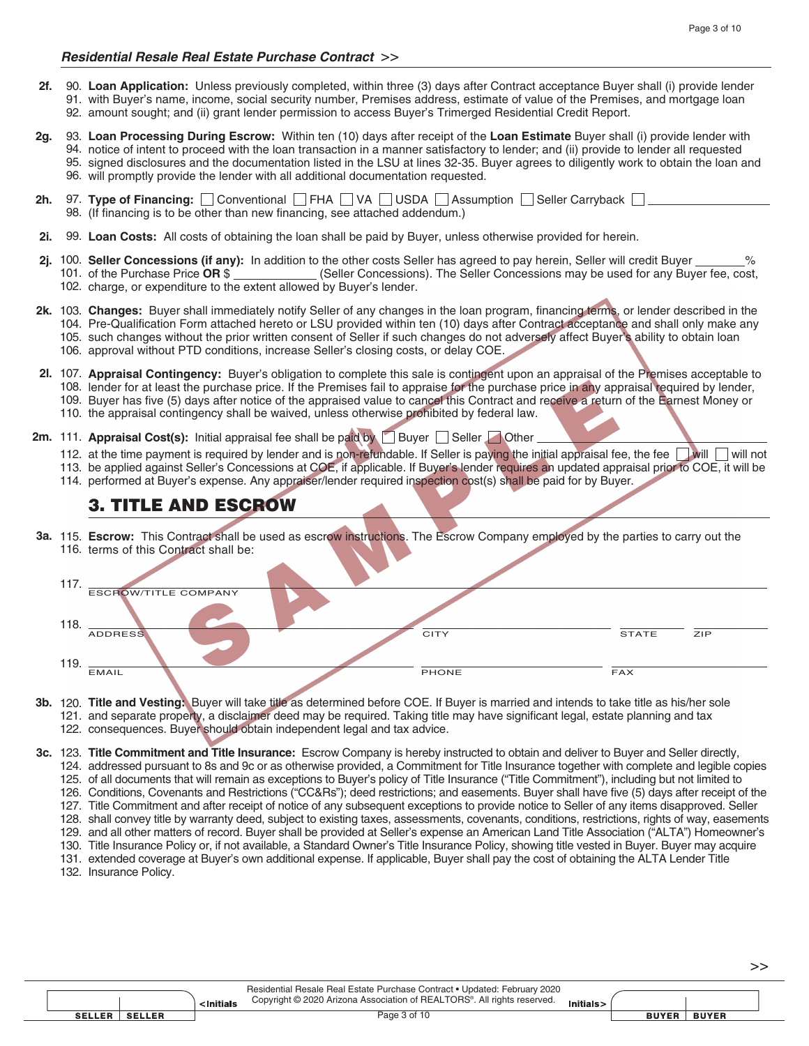**2f.** 90. **Loan Application:** Unless previously completed, within three (3) days after Contract acceptance Buyer shall (i) provide lender 91. with Buyer's name, income, social security number, Premises address, estimate of value of the Premises, and mortgage loan 92. amount sought; and (ii) grant lender permission to access Buyer's Trimerged Residential Credit Report.

**2g.** 93. **Loan Processing During Escrow:** Within ten (10) days after receipt of the **Loan Estimate** Buyer shall (i) provide lender with 94. notice of intent to proceed with the loan transaction in a manner satisfactory to lender; and (ii) provide to lender all requested 95. signed disclosures and the documentation listed in the LSU at lines 32-35. Buyer agrees to diligently work to obtain the loan and 96. will promptly provide the lender with all additional documentation requested.

**2h.** 97. **Type of Financing:** ☐ Conventional ☐ FHA ☐ VA ☐ USDA ☐ Assumption ☐ Seller Carryback ☐ ________________ 98. (If financing is to be other than new financing, see attached addendum.)

**2i.** 99. **Loan Costs:** All costs of obtaining the loan shall be paid by Buyer, unless otherwise provided for herein.

**2j.** 100. **Seller Concessions (if any):** In addition to the other costs Seller has agreed to pay herein, Seller will credit Buyer ________% 101. of the Purchase Price **OR** $ ____________ (Seller Concessions). The Seller Concessions may be used for any Buyer fee, cost, 102. charge, or expenditure to the extent allowed by Buyer's lender.

**2k.** 103. **Changes:** Buyer shall immediately notify Seller of any changes in the loan program, financing terms, or lender described in the 104. Pre-Qualification Form attached hereto or LSU provided within ten (10) days after Contract acceptance and shall only make any 105. such changes without the prior written consent of Seller if such changes do not adversely affect Buyer's ability to obtain loan 106. approval without PTD conditions, increase Seller's closing costs, or delay COE.

**2l.** 107. **Appraisal Contingency:** Buyer's obligation to complete this sale is contingent upon an appraisal of the Premises acceptable to 108. lender for at least the purchase price. If the Premises fail to appraise for the purchase price in any appraisal required by lender, 109. Buyer has five (5) days after notice of the appraised value to cancel this Contract and receive a return of the Earnest Money or 110. the appraisal contingency shall be waived, unless otherwise prohibited by federal law.

**2m.** 111. **Appraisal Cost(s):** Initial appraisal fee shall be paid by ☐ Buyer ☐ Seller ☐ Other ________________ 112. at the time payment is required by lender and is non-refundable. If Seller is paying the initial appraisal fee, the fee ☐ will ☐ will not 113. be applied against Seller's Concessions at COE, if applicable. If Buyer's lender requires an updated appraisal prior to COE, it will be 114. performed at Buyer's expense. Any appraiser/lender required inspection cost(s) shall be paid for by Buyer.

## 3. TITLE AND ESCROW

**3a.** 115. **Escrow:** This Contract shall be used as escrow instructions. The Escrow Company employed by the parties to carry out the 116. terms of this Contract shall be:

117. ________________________________________
ESCROW/TITLE COMPANY

118. ____________________ ____________________ __________ __________
ADDRESS CITY STATE ZIP

119. ____________________ ____________________ ____________________
EMAIL PHONE FAX

**3b.** 120. **Title and Vesting:** Buyer will take title as determined before COE. If Buyer is married and intends to take title as his/her sole 121. and separate property, a disclaimer deed may be required. Taking title may have significant legal, estate planning and tax 122. consequences. Buyer should obtain independent legal and tax advice.

**3c.** 123. **Title Commitment and Title Insurance:** Escrow Company is hereby instructed to obtain and deliver to Buyer and Seller directly, 124. addressed pursuant to 8s and 9c or as otherwise provided, a Commitment for Title Insurance together with complete and legible copies 125. of all documents that will remain as exceptions to Buyer's policy of Title Insurance ("Title Commitment"), including but not limited to 126. Conditions, Covenants and Restrictions ("CC&Rs"); deed restrictions; and easements. Buyer shall have five (5) days after receipt of the 127. Title Commitment and after receipt of notice of any subsequent exceptions to provide notice to Seller of any items disapproved. Seller 128. shall convey title by warranty deed, subject to existing taxes, assessments, covenants, conditions, restrictions, rights of way, easements 129. and all other matters of record. Buyer shall be provided at Seller's expense an American Land Title Association ("ALTA") Homeowner's 130. Title Insurance Policy or, if not available, a Standard Owner's Title Insurance Policy, showing title vested in Buyer. Buyer may acquire 131. extended coverage at Buyer's own additional expense. If applicable, Buyer shall pay the cost of obtaining the ALTA Lender Title 132. Insurance Policy.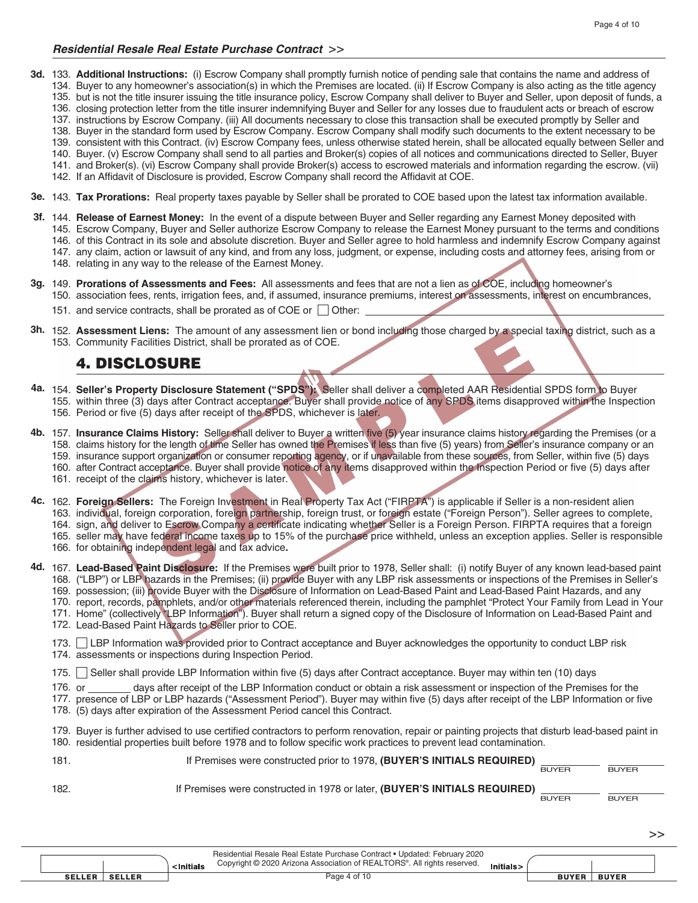**3d.** 133. **Additional Instructions:** (i) Escrow Company shall promptly furnish notice of pending sale that contains the name and address of
134. Buyer to any homeowner's association(s) in which the Premises are located. (ii) If Escrow Company is also acting as the title agency
135. but is not the title insurer issuing the title insurance policy, Escrow Company shall deliver to Buyer and Seller, upon deposit of funds, a
136. closing protection letter from the title insurer indemnifying Buyer and Seller for any losses due to fraudulent acts or breach of escrow
137. instructions by Escrow Company. (iii) All documents necessary to close this transaction shall be executed promptly by Seller and
138. Buyer in the standard form used by Escrow Company. Escrow Company shall modify such documents to the extent necessary to be
139. consistent with this Contract. (iv) Escrow Company fees, unless otherwise stated herein, shall be allocated equally between Seller and
140. Buyer. (v) Escrow Company shall send to all parties and Broker(s) copies of all notices and communications directed to Seller, Buyer
141. and Broker(s). (vi) Escrow Company shall provide Broker(s) access to escrowed materials and information regarding the escrow. (vii)
142. If an Affidavit of Disclosure is provided, Escrow Company shall record the Affidavit at COE.

**3e.** 143. **Tax Prorations:** Real property taxes payable by Seller shall be prorated to COE based upon the latest tax information available.

**3f.** 144. **Release of Earnest Money:** In the event of a dispute between Buyer and Seller regarding any Earnest Money deposited with
145. Escrow Company, Buyer and Seller authorize Escrow Company to release the Earnest Money pursuant to the terms and conditions
146. of this Contract in its sole and absolute discretion. Buyer and Seller agree to hold harmless and indemnify Escrow Company against
147. any claim, action or lawsuit of any kind, and from any loss, judgment, or expense, including costs and attorney fees, arising from or
148. relating in any way to the release of the Earnest Money.

**3g.** 149. **Prorations of Assessments and Fees:** All assessments and fees that are not a lien as of COE, including homeowner's
150. association fees, rents, irrigation fees, and, if assumed, insurance premiums, interest on assessments, interest on encumbrances,
151. and service contracts, shall be prorated as of COE or ☐ Other: ______________________________

**3h.** 152. **Assessment Liens:** The amount of any assessment lien or bond including those charged by a special taxing district, such as a
153. Community Facilities District, shall be prorated as of COE.

## 4. DISCLOSURE

**4a.** 154. **Seller's Property Disclosure Statement ("SPDS"):** Seller shall deliver a completed AAR Residential SPDS form to Buyer
155. within three (3) days after Contract acceptance. Buyer shall provide notice of any SPDS items disapproved within the Inspection
156. Period or five (5) days after receipt of the SPDS, whichever is later.

**4b.** 157. **Insurance Claims History:** Seller shall deliver to Buyer a written five (5) year insurance claims history regarding the Premises (or a
158. claims history for the length of time Seller has owned the Premises if less than five (5) years) from Seller's insurance company or an
159. insurance support organization or consumer reporting agency, or if unavailable from these sources, from Seller, within five (5) days
160. after Contract acceptance. Buyer shall provide notice of any items disapproved within the Inspection Period or five (5) days after
161. receipt of the claims history, whichever is later.

**4c.** 162. **Foreign Sellers:** The Foreign Investment in Real Property Tax Act ("FIRPTA") is applicable if Seller is a non-resident alien
163. individual, foreign corporation, foreign partnership, foreign trust, or foreign estate ("Foreign Person"). Seller agrees to complete,
164. sign, and deliver to Escrow Company a certificate indicating whether Seller is a Foreign Person. FIRPTA requires that a foreign
165. seller may have federal income taxes up to 15% of the purchase price withheld, unless an exception applies. Seller is responsible
166. for obtaining independent legal and tax advice.

**4d.** 167. **Lead-Based Paint Disclosure:** If the Premises were built prior to 1978, Seller shall: (i) notify Buyer of any known lead-based paint
168. ("LBP") or LBP hazards in the Premises; (ii) provide Buyer with any LBP risk assessments or inspections of the Premises in Seller's
169. possession; (iii) provide Buyer with the Disclosure of Information on Lead-Based Paint and Lead-Based Paint Hazards, and any
170. report, records, pamphlets, and/or other materials referenced therein, including the pamphlet "Protect Your Family from Lead in Your
171. Home" (collectively "LBP Information"). Buyer shall return a signed copy of the Disclosure of Information on Lead-Based Paint and
172. Lead-Based Paint Hazards to Seller prior to COE.

173. ☐ LBP Information was provided prior to Contract acceptance and Buyer acknowledges the opportunity to conduct LBP risk
174. assessments or inspections during Inspection Period.

175. ☐ Seller shall provide LBP Information within five (5) days after Contract acceptance. Buyer may within ten (10) days
176. or _______ days after receipt of the LBP Information conduct or obtain a risk assessment or inspection of the Premises for the
177. presence of LBP or LBP hazards ("Assessment Period"). Buyer may within five (5) days after receipt of the LBP Information or five
178. (5) days after expiration of the Assessment Period cancel this Contract.

179. Buyer is further advised to use certified contractors to perform renovation, repair or painting projects that disturb lead-based paint in
180. residential properties built before 1978 and to follow specific work practices to prevent lead contamination.

181. If Premises were constructed prior to 1978, **(BUYER'S INITIALS REQUIRED)** __________ BUYER __________ BUYER

182. If Premises were constructed in 1978 or later, **(BUYER'S INITIALS REQUIRED)** __________ BUYER __________ BUYER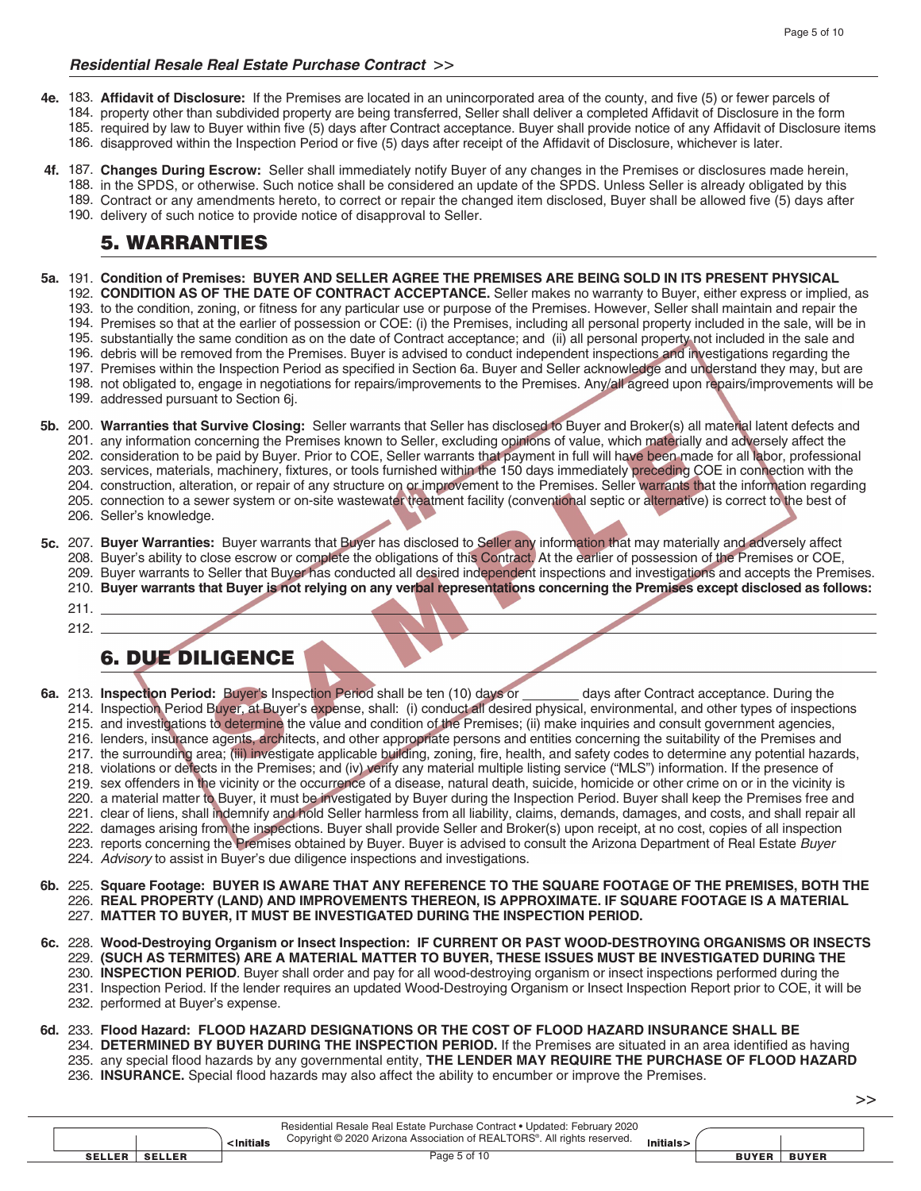**4e.** 183. **Affidavit of Disclosure:** If the Premises are located in an unincorporated area of the county, and five (5) or fewer parcels of 184. property other than subdivided property are being transferred, Seller shall deliver a completed Affidavit of Disclosure in the form 185. required by law to Buyer within five (5) days after Contract acceptance. Buyer shall provide notice of any Affidavit of Disclosure items 186. disapproved within the Inspection Period or five (5) days after receipt of the Affidavit of Disclosure, whichever is later.

**4f.** 187. **Changes During Escrow:** Seller shall immediately notify Buyer of any changes in the Premises or disclosures made herein, 188. in the SPDS, or otherwise. Such notice shall be considered an update of the SPDS. Unless Seller is already obligated by this 189. Contract or any amendments hereto, to correct or repair the changed item disclosed, Buyer shall be allowed five (5) days after 190. delivery of such notice to provide notice of disapproval to Seller.

## 5. WARRANTIES

**5a.** 191. **Condition of Premises: BUYER AND SELLER AGREE THE PREMISES ARE BEING SOLD IN ITS PRESENT PHYSICAL 192. CONDITION AS OF THE DATE OF CONTRACT ACCEPTANCE.** Seller makes no warranty to Buyer, either express or implied, as 193. to the condition, zoning, or fitness for any particular use or purpose of the Premises. However, Seller shall maintain and repair the 194. Premises so that at the earlier of possession or COE: (i) the Premises, including all personal property included in the sale, will be in 195. substantially the same condition as on the date of Contract acceptance; and (ii) all personal property not included in the sale and 196. debris will be removed from the Premises. Buyer is advised to conduct independent inspections and investigations regarding the 197. Premises within the Inspection Period as specified in Section 6a. Buyer and Seller acknowledge and understand they may, but are 198. not obligated to, engage in negotiations for repairs/improvements to the Premises. Any/all agreed upon repairs/improvements will be 199. addressed pursuant to Section 6j.

**5b.** 200. **Warranties that Survive Closing:** Seller warrants that Seller has disclosed to Buyer and Broker(s) all material latent defects and 201. any information concerning the Premises known to Seller, excluding opinions of value, which materially and adversely affect the 202. consideration to be paid by Buyer. Prior to COE, Seller warrants that payment in full will have been made for all labor, professional 203. services, materials, machinery, fixtures, or tools furnished within the 150 days immediately preceding COE in connection with the 204. construction, alteration, or repair of any structure on or improvement to the Premises. Seller warrants that the information regarding 205. connection to a sewer system or on-site wastewater treatment facility (conventional septic or alternative) is correct to the best of 206. Seller's knowledge.

**5c.** 207. **Buyer Warranties:** Buyer warrants that Buyer has disclosed to Seller any information that may materially and adversely affect 208. Buyer's ability to close escrow or complete the obligations of this Contract. At the earlier of possession of the Premises or COE, 209. Buyer warrants to Seller that Buyer has conducted all desired independent inspections and investigations and accepts the Premises. 210. **Buyer warrants that Buyer is not relying on any verbal representations concerning the Premises except disclosed as follows:**

211. ______________________________________________________________________

212. ______________________________________________________________________

## 6. DUE DILIGENCE

**6a.** 213. **Inspection Period:** Buyer's Inspection Period shall be ten (10) days or ________ days after Contract acceptance. During the 214. Inspection Period Buyer, at Buyer's expense, shall: (i) conduct all desired physical, environmental, and other types of inspections 215. and investigations to determine the value and condition of the Premises; (ii) make inquiries and consult government agencies, 216. lenders, insurance agents, architects, and other appropriate persons and entities concerning the suitability of the Premises and 217. the surrounding area; (iii) investigate applicable building, zoning, fire, health, and safety codes to determine any potential hazards, 218. violations or defects in the Premises; and (iv) verify any material multiple listing service ("MLS") information. If the presence of 219. sex offenders in the vicinity or the occurrence of a disease, natural death, suicide, homicide or other crime on or in the vicinity is 220. a material matter to Buyer, it must be investigated by Buyer during the Inspection Period. Buyer shall keep the Premises free and 221. clear of liens, shall indemnify and hold Seller harmless from all liability, claims, demands, damages, and costs, and shall repair all 222. damages arising from the inspections. Buyer shall provide Seller and Broker(s) upon receipt, at no cost, copies of all inspection 223. reports concerning the Premises obtained by Buyer. Buyer is advised to consult the Arizona Department of Real Estate *Buyer* 224. *Advisory* to assist in Buyer's due diligence inspections and investigations.

**6b.** 225. **Square Footage: BUYER IS AWARE THAT ANY REFERENCE TO THE SQUARE FOOTAGE OF THE PREMISES, BOTH THE 226. REAL PROPERTY (LAND) AND IMPROVEMENTS THEREON, IS APPROXIMATE. IF SQUARE FOOTAGE IS A MATERIAL 227. MATTER TO BUYER, IT MUST BE INVESTIGATED DURING THE INSPECTION PERIOD.**

**6c.** 228. **Wood-Destroying Organism or Insect Inspection: IF CURRENT OR PAST WOOD-DESTROYING ORGANISMS OR INSECTS 229. (SUCH AS TERMITES) ARE A MATERIAL MATTER TO BUYER, THESE ISSUES MUST BE INVESTIGATED DURING THE 230. INSPECTION PERIOD**. Buyer shall order and pay for all wood-destroying organism or insect inspections performed during the 231. Inspection Period. If the lender requires an updated Wood-Destroying Organism or Insect Inspection Report prior to COE, it will be 232. performed at Buyer's expense.

**6d.** 233. **Flood Hazard: FLOOD HAZARD DESIGNATIONS OR THE COST OF FLOOD HAZARD INSURANCE SHALL BE 234. DETERMINED BY BUYER DURING THE INSPECTION PERIOD.** If the Premises are situated in an area identified as having 235. any special flood hazards by any governmental entity, **THE LENDER MAY REQUIRE THE PURCHASE OF FLOOD HAZARD 236. INSURANCE.** Special flood hazards may also affect the ability to encumber or improve the Premises.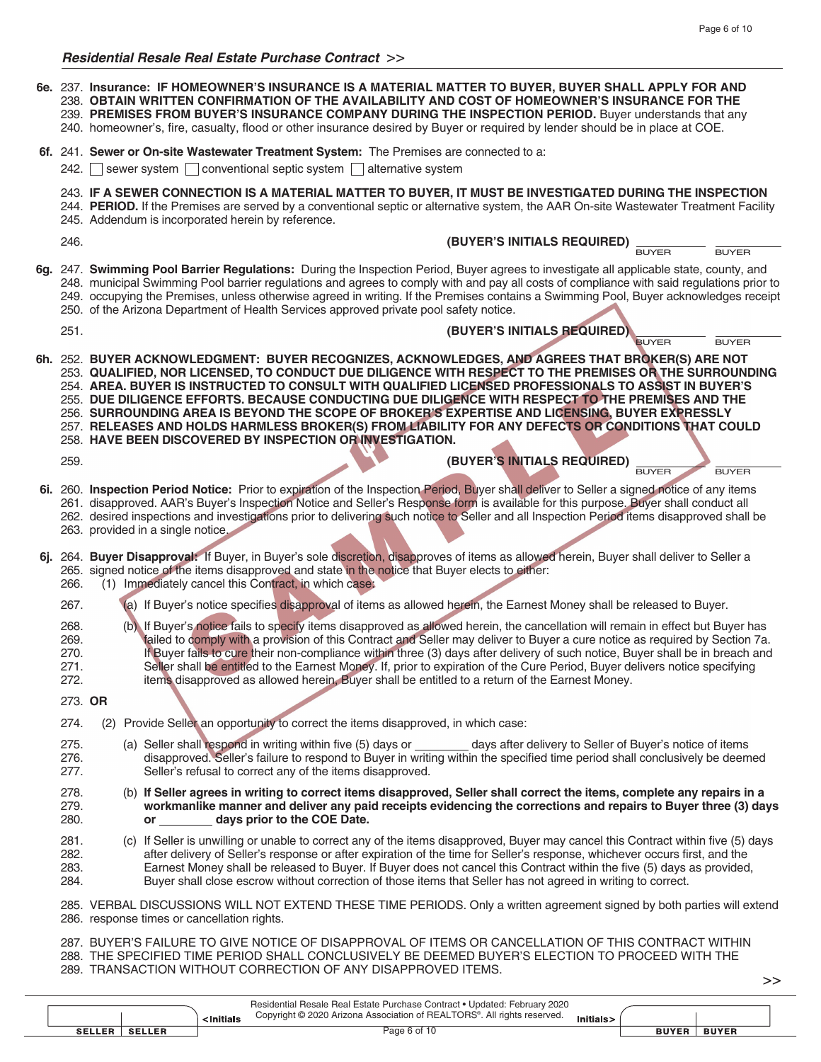***Residential Resale Real Estate Purchase Contract >>***

**6e.** 237. **Insurance: IF HOMEOWNER'S INSURANCE IS A MATERIAL MATTER TO BUYER, BUYER SHALL APPLY FOR AND** 238. **OBTAIN WRITTEN CONFIRMATION OF THE AVAILABILITY AND COST OF HOMEOWNER'S INSURANCE FOR THE** 239. **PREMISES FROM BUYER'S INSURANCE COMPANY DURING THE INSPECTION PERIOD.** Buyer understands that any 240. homeowner's, fire, casualty, flood or other insurance desired by Buyer or required by lender should be in place at COE.

**6f.** 241. **Sewer or On-site Wastewater Treatment System:** The Premises are connected to a:

242. ☐ sewer system ☐ conventional septic system ☐ alternative system

243. **IF A SEWER CONNECTION IS A MATERIAL MATTER TO BUYER, IT MUST BE INVESTIGATED DURING THE INSPECTION** 244. **PERIOD.** If the Premises are served by a conventional septic or alternative system, the AAR On-site Wastewater Treatment Facility 245. Addendum is incorporated herein by reference.

246. **(BUYER'S INITIALS REQUIRED)** ________ BUYER ________ BUYER

**6g.** 247. **Swimming Pool Barrier Regulations:** During the Inspection Period, Buyer agrees to investigate all applicable state, county, and 248. municipal Swimming Pool barrier regulations and agrees to comply with and pay all costs of compliance with said regulations prior to 249. occupying the Premises, unless otherwise agreed in writing. If the Premises contains a Swimming Pool, Buyer acknowledges receipt 250. of the Arizona Department of Health Services approved private pool safety notice.

251. **(BUYER'S INITIALS REQUIRED)** ________ BUYER ________ BUYER

**6h.** 252. **BUYER ACKNOWLEDGMENT: BUYER RECOGNIZES, ACKNOWLEDGES, AND AGREES THAT BROKER(S) ARE NOT** 253. **QUALIFIED, NOR LICENSED, TO CONDUCT DUE DILIGENCE WITH RESPECT TO THE PREMISES OR THE SURROUNDING** 254. **AREA. BUYER IS INSTRUCTED TO CONSULT WITH QUALIFIED LICENSED PROFESSIONALS TO ASSIST IN BUYER'S** 255. **DUE DILIGENCE EFFORTS. BECAUSE CONDUCTING DUE DILIGENCE WITH RESPECT TO THE PREMISES AND THE** 256. **SURROUNDING AREA IS BEYOND THE SCOPE OF BROKER'S EXPERTISE AND LICENSING, BUYER EXPRESSLY** 257. **RELEASES AND HOLDS HARMLESS BROKER(S) FROM LIABILITY FOR ANY DEFECTS OR CONDITIONS THAT COULD** 258. **HAVE BEEN DISCOVERED BY INSPECTION OR INVESTIGATION.**

259. **(BUYER'S INITIALS REQUIRED)** ________ BUYER ________ BUYER

**6i.** 260. **Inspection Period Notice:** Prior to expiration of the Inspection Period, Buyer shall deliver to Seller a signed notice of any items 261. disapproved. AAR's Buyer's Inspection Notice and Seller's Response form is available for this purpose. Buyer shall conduct all 262. desired inspections and investigations prior to delivering such notice to Seller and all Inspection Period items disapproved shall be 263. provided in a single notice.

**6j.** 264. **Buyer Disapproval:** If Buyer, in Buyer's sole discretion, disapproves of items as allowed herein, Buyer shall deliver to Seller a 265. signed notice of the items disapproved and state in the notice that Buyer elects to either:

266. (1) Immediately cancel this Contract, in which case:

267. (a) If Buyer's notice specifies disapproval of items as allowed herein, the Earnest Money shall be released to Buyer.

268. (b) If Buyer's notice fails to specify items disapproved as allowed herein, the cancellation will remain in effect but Buyer has 269. failed to comply with a provision of this Contract and Seller may deliver to Buyer a cure notice as required by Section 7a. 270. If Buyer fails to cure their non-compliance within three (3) days after delivery of such notice, Buyer shall be in breach and 271. Seller shall be entitled to the Earnest Money. If, prior to expiration of the Cure Period, Buyer delivers notice specifying 272. items disapproved as allowed herein, Buyer shall be entitled to a return of the Earnest Money.

273. **OR**

274. (2) Provide Seller an opportunity to correct the items disapproved, in which case:

275. (a) Seller shall respond in writing within five (5) days or ________ days after delivery to Seller of Buyer's notice of items 276. disapproved. Seller's failure to respond to Buyer in writing within the specified time period shall conclusively be deemed 277. Seller's refusal to correct any of the items disapproved.

278. (b) **If Seller agrees in writing to correct items disapproved, Seller shall correct the items, complete any repairs in a** 279. **workmanlike manner and deliver any paid receipts evidencing the corrections and repairs to Buyer three (3) days** 280. **or ________ days prior to the COE Date.**

281. (c) If Seller is unwilling or unable to correct any of the items disapproved, Buyer may cancel this Contract within five (5) days 282. after delivery of Seller's response or after expiration of the time for Seller's response, whichever occurs first, and the 283. Earnest Money shall be released to Buyer. If Buyer does not cancel this Contract within the five (5) days as provided, 284. Buyer shall close escrow without correction of those items that Seller has not agreed in writing to correct.

285. VERBAL DISCUSSIONS WILL NOT EXTEND THESE TIME PERIODS. Only a written agreement signed by both parties will extend 286. response times or cancellation rights.

287. BUYER'S FAILURE TO GIVE NOTICE OF DISAPPROVAL OF ITEMS OR CANCELLATION OF THIS CONTRACT WITHIN 288. THE SPECIFIED TIME PERIOD SHALL CONCLUSIVELY BE DEEMED BUYER'S ELECTION TO PROCEED WITH THE 289. TRANSACTION WITHOUT CORRECTION OF ANY DISAPPROVED ITEMS.

>>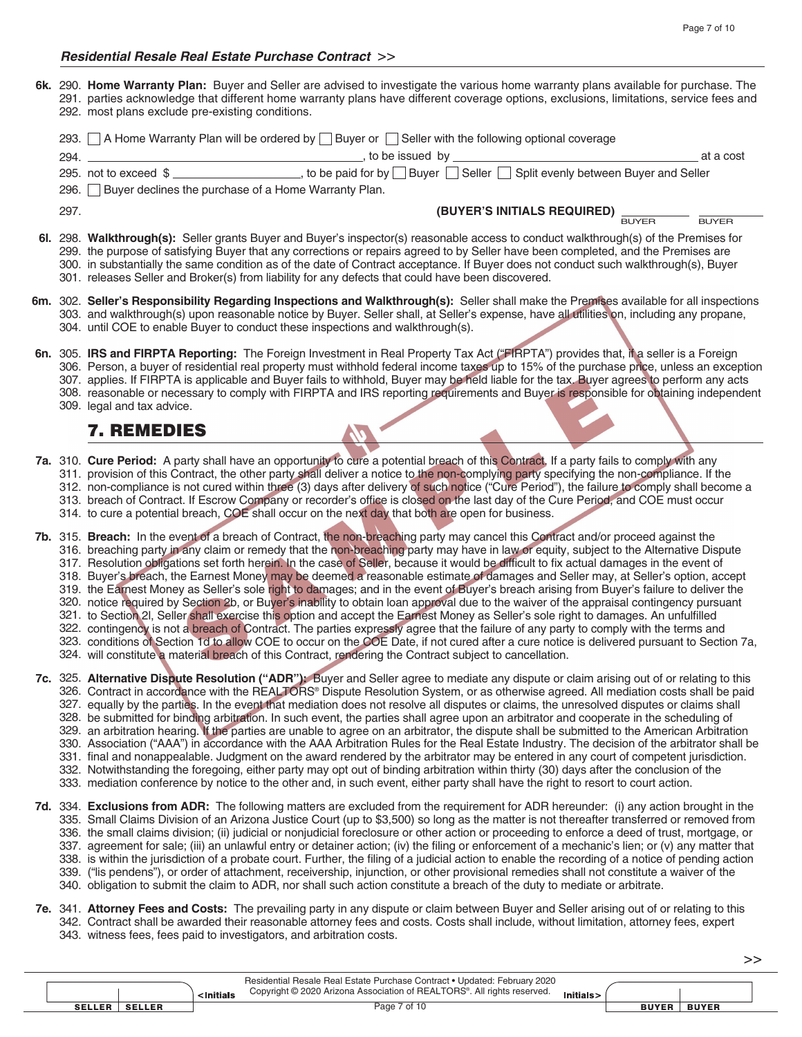**6k.** 290. **Home Warranty Plan:** Buyer and Seller are advised to investigate the various home warranty plans available for purchase. The 291. parties acknowledge that different home warranty plans have different coverage options, exclusions, limitations, service fees and 292. most plans exclude pre-existing conditions.

293. ☐ A Home Warranty Plan will be ordered by ☐ Buyer or ☐ Seller with the following optional coverage

294. ______________________________, to be issued by ______________________________ at a cost

295. not to exceed $ ______________, to be paid for by ☐ Buyer ☐ Seller ☐ Split evenly between Buyer and Seller

296. ☐ Buyer declines the purchase of a Home Warranty Plan.

297. **(BUYER'S INITIALS REQUIRED)** ________ BUYER ________ BUYER

**6l.** 298. **Walkthrough(s):** Seller grants Buyer and Buyer's inspector(s) reasonable access to conduct walkthrough(s) of the Premises for 299. the purpose of satisfying Buyer that any corrections or repairs agreed to by Seller have been completed, and the Premises are 300. in substantially the same condition as of the date of Contract acceptance. If Buyer does not conduct such walkthrough(s), Buyer 301. releases Seller and Broker(s) from liability for any defects that could have been discovered.

**6m.** 302. **Seller's Responsibility Regarding Inspections and Walkthrough(s):** Seller shall make the Premises available for all inspections 303. and walkthrough(s) upon reasonable notice by Buyer. Seller shall, at Seller's expense, have all utilities on, including any propane, 304. until COE to enable Buyer to conduct these inspections and walkthrough(s).

**6n.** 305. **IRS and FIRPTA Reporting:** The Foreign Investment in Real Property Tax Act ("FIRPTA") provides that, if a seller is a Foreign 306. Person, a buyer of residential real property must withhold federal income taxes up to 15% of the purchase price, unless an exception 307. applies. If FIRPTA is applicable and Buyer fails to withhold, Buyer may be held liable for the tax. Buyer agrees to perform any acts 308. reasonable or necessary to comply with FIRPTA and IRS reporting requirements and Buyer is responsible for obtaining independent 309. legal and tax advice.

## 7. REMEDIES

**7a.** 310. **Cure Period:** A party shall have an opportunity to cure a potential breach of this Contract. If a party fails to comply with any 311. provision of this Contract, the other party shall deliver a notice to the non-complying party specifying the non-compliance. If the 312. non-compliance is not cured within three (3) days after delivery of such notice ("Cure Period"), the failure to comply shall become a 313. breach of Contract. If Escrow Company or recorder's office is closed on the last day of the Cure Period, and COE must occur 314. to cure a potential breach, COE shall occur on the next day that both are open for business.

**7b.** 315. **Breach:** In the event of a breach of Contract, the non-breaching party may cancel this Contract and/or proceed against the 316. breaching party in any claim or remedy that the non-breaching party may have in law or equity, subject to the Alternative Dispute 317. Resolution obligations set forth herein. In the case of Seller, because it would be difficult to fix actual damages in the event of 318. Buyer's breach, the Earnest Money may be deemed a reasonable estimate of damages and Seller may, at Seller's option, accept 319. the Earnest Money as Seller's sole right to damages; and in the event of Buyer's breach arising from Buyer's failure to deliver the 320. notice required by Section 2b, or Buyer's inability to obtain loan approval due to the waiver of the appraisal contingency pursuant 321. to Section 2l, Seller shall exercise this option and accept the Earnest Money as Seller's sole right to damages. An unfulfilled 322. contingency is not a breach of Contract. The parties expressly agree that the failure of any party to comply with the terms and 323. conditions of Section 1d to allow COE to occur on the COE Date, if not cured after a cure notice is delivered pursuant to Section 7a, 324. will constitute a material breach of this Contract, rendering the Contract subject to cancellation.

**7c.** 325. **Alternative Dispute Resolution ("ADR"):** Buyer and Seller agree to mediate any dispute or claim arising out of or relating to this 326. Contract in accordance with the REALTORS® Dispute Resolution System, or as otherwise agreed. All mediation costs shall be paid 327. equally by the parties. In the event that mediation does not resolve all disputes or claims, the unresolved disputes or claims shall 328. be submitted for binding arbitration. In such event, the parties shall agree upon an arbitrator and cooperate in the scheduling of 329. an arbitration hearing. If the parties are unable to agree on an arbitrator, the dispute shall be submitted to the American Arbitration 330. Association ("AAA") in accordance with the AAA Arbitration Rules for the Real Estate Industry. The decision of the arbitrator shall be 331. final and nonappealable. Judgment on the award rendered by the arbitrator may be entered in any court of competent jurisdiction. 332. Notwithstanding the foregoing, either party may opt out of binding arbitration within thirty (30) days after the conclusion of the 333. mediation conference by notice to the other and, in such event, either party shall have the right to resort to court action.

**7d.** 334. **Exclusions from ADR:** The following matters are excluded from the requirement for ADR hereunder: (i) any action brought in the 335. Small Claims Division of an Arizona Justice Court (up to $3,500) so long as the matter is not thereafter transferred or removed from 336. the small claims division; (ii) judicial or nonjudicial foreclosure or other action or proceeding to enforce a deed of trust, mortgage, or 337. agreement for sale; (iii) an unlawful entry or detainer action; (iv) the filing or enforcement of a mechanic's lien; or (v) any matter that 338. is within the jurisdiction of a probate court. Further, the filing of a judicial action to enable the recording of a notice of pending action 339. ("lis pendens"), or order of attachment, receivership, injunction, or other provisional remedies shall not constitute a waiver of the 340. obligation to submit the claim to ADR, nor shall such action constitute a breach of the duty to mediate or arbitrate.

**7e.** 341. **Attorney Fees and Costs:** The prevailing party in any dispute or claim between Buyer and Seller arising out of or relating to this 342. Contract shall be awarded their reasonable attorney fees and costs. Costs shall include, without limitation, attorney fees, expert 343. witness fees, fees paid to investigators, and arbitration costs.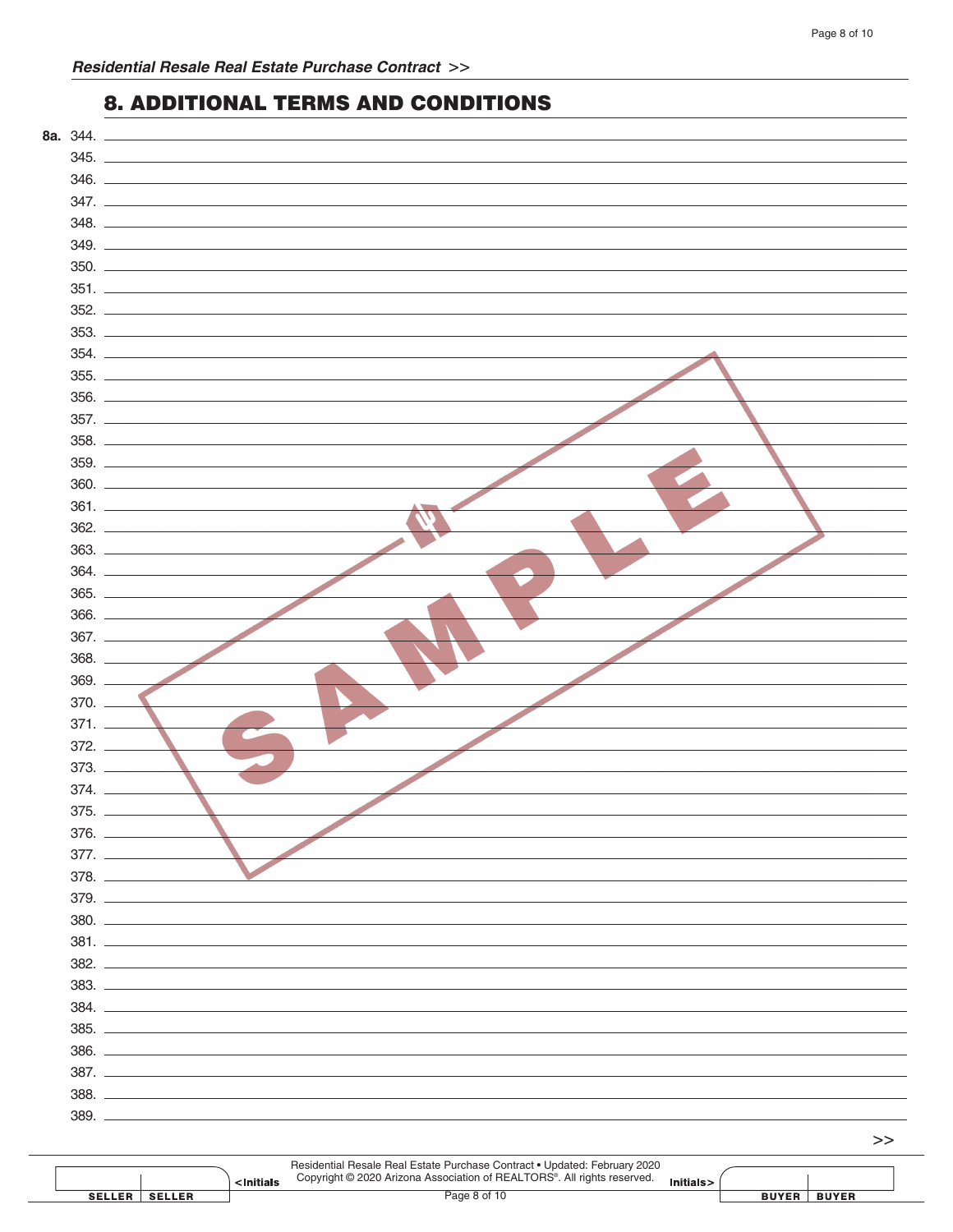## 8. ADDITIONAL TERMS AND CONDITIONS

**8a.** 344. ______________________________________________________________

345. ______________________________________________________________

346. ______________________________________________________________

347. ______________________________________________________________

348. ______________________________________________________________

349. ______________________________________________________________

350. ______________________________________________________________

351. ______________________________________________________________

352. ______________________________________________________________

353. ______________________________________________________________

354. ______________________________________________________________

355. ______________________________________________________________

356. ______________________________________________________________

357. ______________________________________________________________

358. ______________________________________________________________

359. ______________________________________________________________

360. ______________________________________________________________

361. ______________________________________________________________

362. ______________________________________________________________

363. ______________________________________________________________

364. ______________________________________________________________

365. ______________________________________________________________

366. ______________________________________________________________

367. ______________________________________________________________

368. ______________________________________________________________

369. ______________________________________________________________

370. ______________________________________________________________

371. ______________________________________________________________

372. ______________________________________________________________

373. ______________________________________________________________

374. ______________________________________________________________

375. ______________________________________________________________

376. ______________________________________________________________

377. ______________________________________________________________

378. ______________________________________________________________

379. ______________________________________________________________

380. ______________________________________________________________

381. ______________________________________________________________

382. ______________________________________________________________

383. ______________________________________________________________

384. ______________________________________________________________

385. ______________________________________________________________

386. ______________________________________________________________

387. ______________________________________________________________

388. ______________________________________________________________

389. ______________________________________________________________

SAMPLE

>>

| | | <Initials | | Initials> | | |
|---|---|---|---|---|---|---|
| SELLER | SELLER | | | | BUYER | BUYER |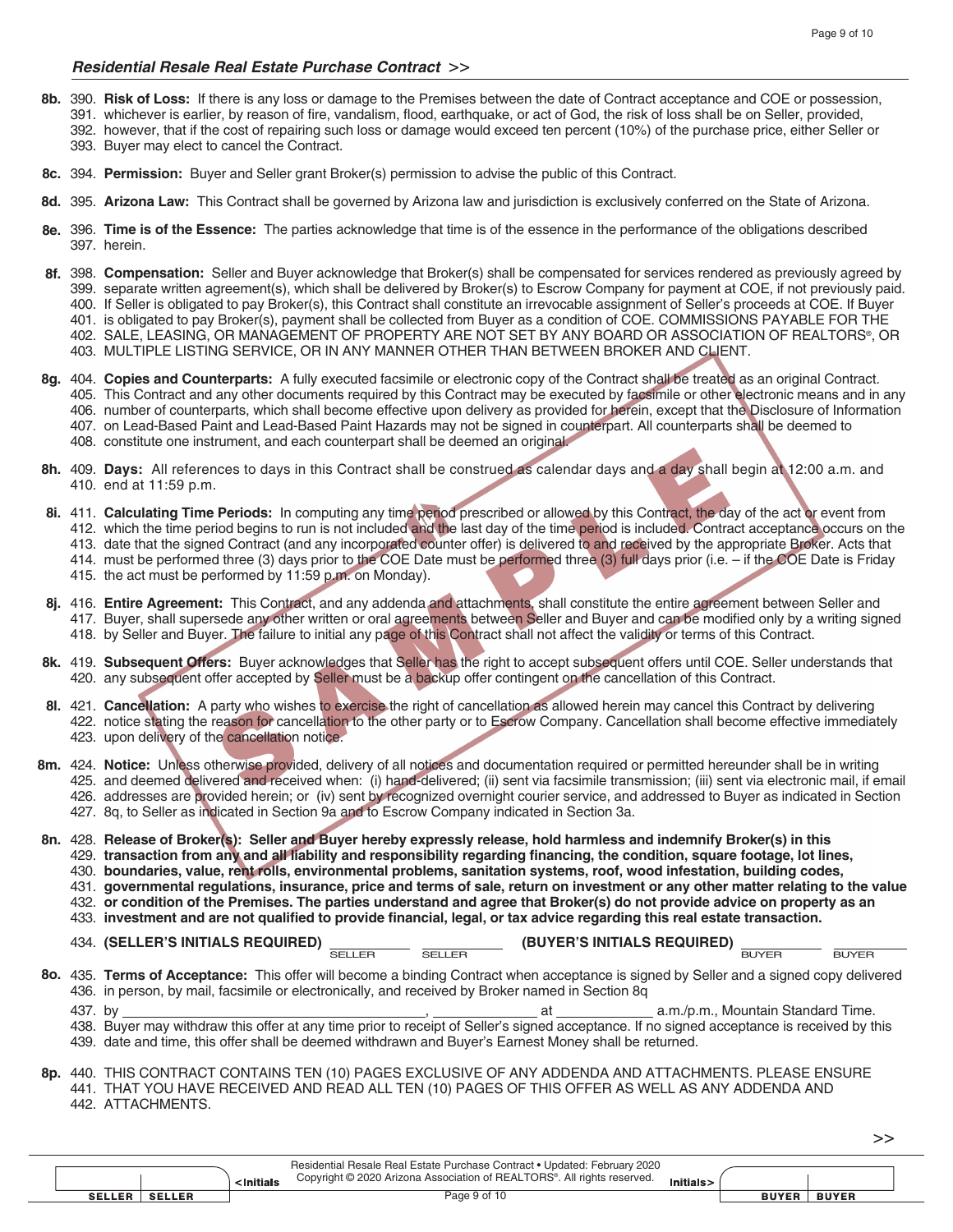## *Residential Resale Real Estate Purchase Contract >>*

**8b.** 390. **Risk of Loss:** If there is any loss or damage to the Premises between the date of Contract acceptance and COE or possession, 391. whichever is earlier, by reason of fire, vandalism, flood, earthquake, or act of God, the risk of loss shall be on Seller, provided, 392. however, that if the cost of repairing such loss or damage would exceed ten percent (10%) of the purchase price, either Seller or 393. Buyer may elect to cancel the Contract.

**8c.** 394. **Permission:** Buyer and Seller grant Broker(s) permission to advise the public of this Contract.

**8d.** 395. **Arizona Law:** This Contract shall be governed by Arizona law and jurisdiction is exclusively conferred on the State of Arizona.

**8e.** 396. **Time is of the Essence:** The parties acknowledge that time is of the essence in the performance of the obligations described 397. herein.

**8f.** 398. **Compensation:** Seller and Buyer acknowledge that Broker(s) shall be compensated for services rendered as previously agreed by 399. separate written agreement(s), which shall be delivered by Broker(s) to Escrow Company for payment at COE, if not previously paid. 400. If Seller is obligated to pay Broker(s), this Contract shall constitute an irrevocable assignment of Seller's proceeds at COE. If Buyer 401. is obligated to pay Broker(s), payment shall be collected from Buyer as a condition of COE. COMMISSIONS PAYABLE FOR THE 402. SALE, LEASING, OR MANAGEMENT OF PROPERTY ARE NOT SET BY ANY BOARD OR ASSOCIATION OF REALTORS®, OR 403. MULTIPLE LISTING SERVICE, OR IN ANY MANNER OTHER THAN BETWEEN BROKER AND CLIENT.

**8g.** 404. **Copies and Counterparts:** A fully executed facsimile or electronic copy of the Contract shall be treated as an original Contract. 405. This Contract and any other documents required by this Contract may be executed by facsimile or other electronic means and in any 406. number of counterparts, which shall become effective upon delivery as provided for herein, except that the Disclosure of Information 407. on Lead-Based Paint and Lead-Based Paint Hazards may not be signed in counterpart. All counterparts shall be deemed to 408. constitute one instrument, and each counterpart shall be deemed an original.

**8h.** 409. **Days:** All references to days in this Contract shall be construed as calendar days and a day shall begin at 12:00 a.m. and 410. end at 11:59 p.m.

**8i.** 411. **Calculating Time Periods:** In computing any time period prescribed or allowed by this Contract, the day of the act or event from 412. which the time period begins to run is not included and the last day of the time period is included. Contract acceptance occurs on the 413. date that the signed Contract (and any incorporated counter offer) is delivered to and received by the appropriate Broker. Acts that 414. must be performed three (3) days prior to the COE Date must be performed three (3) full days prior (i.e. – if the COE Date is Friday 415. the act must be performed by 11:59 p.m. on Monday).

**8j.** 416. **Entire Agreement:** This Contract, and any addenda and attachments, shall constitute the entire agreement between Seller and 417. Buyer, shall supersede any other written or oral agreements between Seller and Buyer and can be modified only by a writing signed 418. by Seller and Buyer. The failure to initial any page of this Contract shall not affect the validity or terms of this Contract.

**8k.** 419. **Subsequent Offers:** Buyer acknowledges that Seller has the right to accept subsequent offers until COE. Seller understands that 420. any subsequent offer accepted by Seller must be a backup offer contingent on the cancellation of this Contract.

**8l.** 421. **Cancellation:** A party who wishes to exercise the right of cancellation as allowed herein may cancel this Contract by delivering 422. notice stating the reason for cancellation to the other party or to Escrow Company. Cancellation shall become effective immediately 423. upon delivery of the cancellation notice.

**8m.** 424. **Notice:** Unless otherwise provided, delivery of all notices and documentation required or permitted hereunder shall be in writing 425. and deemed delivered and received when: (i) hand-delivered; (ii) sent via facsimile transmission; (iii) sent via electronic mail, if email 426. addresses are provided herein; or (iv) sent by recognized overnight courier service, and addressed to Buyer as indicated in Section 427. 8q, to Seller as indicated in Section 9a and to Escrow Company indicated in Section 3a.

**8n.** 428. **Release of Broker(s): Seller and Buyer hereby expressly release, hold harmless and indemnify Broker(s) in this 429. transaction from any and all liability and responsibility regarding financing, the condition, square footage, lot lines, 430. boundaries, value, rent rolls, environmental problems, sanitation systems, roof, wood infestation, building codes, 431. governmental regulations, insurance, price and terms of sale, return on investment or any other matter relating to the value 432. or condition of the Premises. The parties understand and agree that Broker(s) do not provide advice on property as an 433. investment and are not qualified to provide financial, legal, or tax advice regarding this real estate transaction.**

434. **(SELLER'S INITIALS REQUIRED)** ________ SELLER ________ SELLER **(BUYER'S INITIALS REQUIRED)** ________ BUYER ________ BUYER

**8o.** 435. **Terms of Acceptance:** This offer will become a binding Contract when acceptance is signed by Seller and a signed copy delivered 436. in person, by mail, facsimile or electronically, and received by Broker named in Section 8q

437. by ______________________________, ____________ at ____________ a.m./p.m., Mountain Standard Time.

438. Buyer may withdraw this offer at any time prior to receipt of Seller's signed acceptance. If no signed acceptance is received by this 439. date and time, this offer shall be deemed withdrawn and Buyer's Earnest Money shall be returned.

**8p.** 440. THIS CONTRACT CONTAINS TEN (10) PAGES EXCLUSIVE OF ANY ADDENDA AND ATTACHMENTS. PLEASE ENSURE 441. THAT YOU HAVE RECEIVED AND READ ALL TEN (10) PAGES OF THIS OFFER AS WELL AS ANY ADDENDA AND 442. ATTACHMENTS.

>>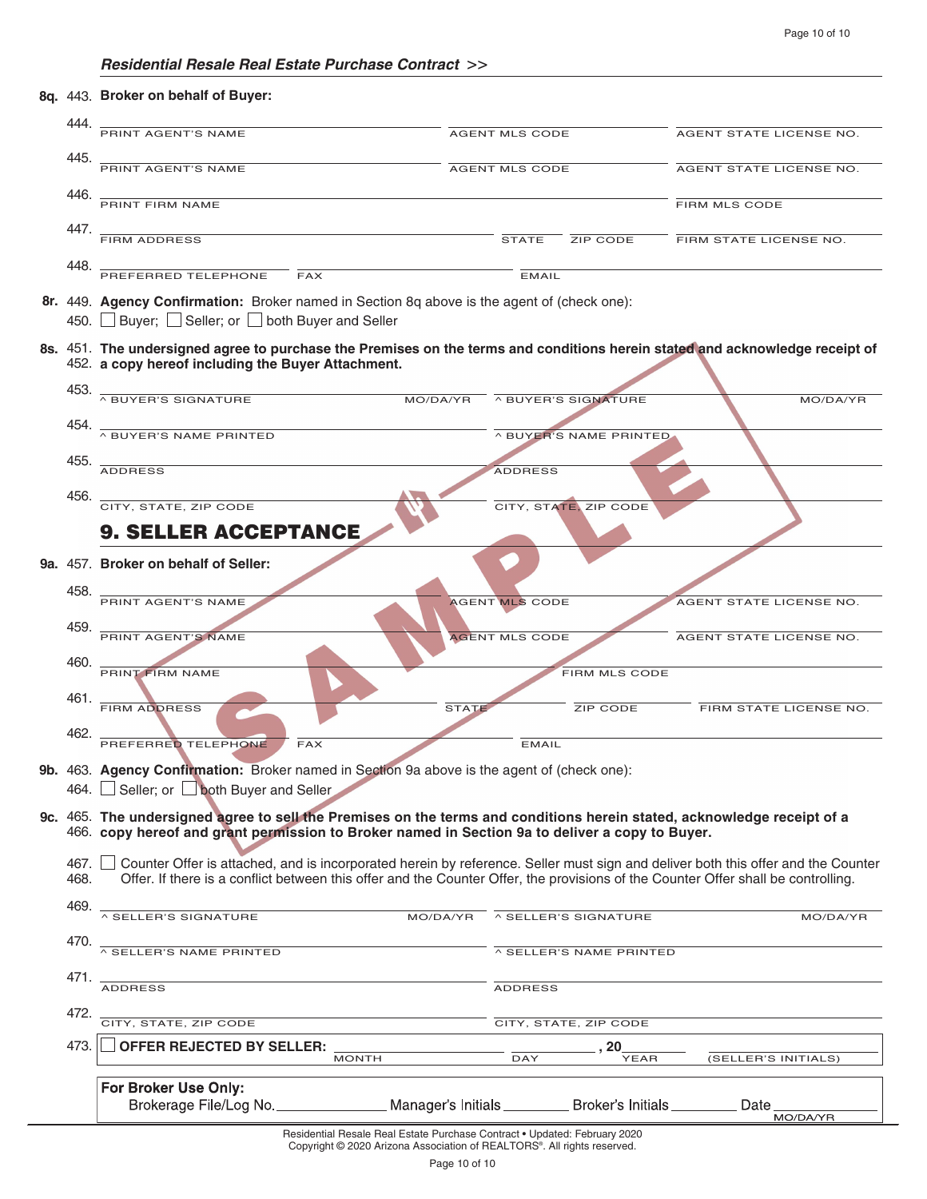*Residential Resale Real Estate Purchase Contract >>*

**8q.** 443. **Broker on behalf of Buyer:**

444. PRINT AGENT'S NAME | AGENT MLS CODE | AGENT STATE LICENSE NO.

445. PRINT AGENT'S NAME | AGENT MLS CODE | AGENT STATE LICENSE NO.

446. PRINT FIRM NAME | FIRM MLS CODE

447. FIRM ADDRESS | STATE | ZIP CODE | FIRM STATE LICENSE NO.

448. PREFERRED TELEPHONE | FAX | EMAIL

**8r.** 449. **Agency Confirmation:** Broker named in Section 8q above is the agent of (check one):
450. ☐ Buyer; ☐ Seller; or ☐ both Buyer and Seller

**8s.** 451. **The undersigned agree to purchase the Premises on the terms and conditions herein stated and acknowledge receipt of**
452. **a copy hereof including the Buyer Attachment.**

453. ^ BUYER'S SIGNATURE | MO/DA/YR | ^ BUYER'S SIGNATURE | MO/DA/YR

454. ^ BUYER'S NAME PRINTED | ^ BUYER'S NAME PRINTED

455. ADDRESS | ADDRESS

456. CITY, STATE, ZIP CODE | CITY, STATE, ZIP CODE

## 9. SELLER ACCEPTANCE

**9a.** 457. **Broker on behalf of Seller:**

458. PRINT AGENT'S NAME | AGENT MLS CODE | AGENT STATE LICENSE NO.

459. PRINT AGENT'S NAME | AGENT MLS CODE | AGENT STATE LICENSE NO.

460. PRINT FIRM NAME | FIRM MLS CODE

461. FIRM ADDRESS | STATE | ZIP CODE | FIRM STATE LICENSE NO.

462. PREFERRED TELEPHONE | FAX | EMAIL

**9b.** 463. **Agency Confirmation:** Broker named in Section 9a above is the agent of (check one):
464. ☐ Seller; or ☐ both Buyer and Seller

**9c.** 465. **The undersigned agree to sell the Premises on the terms and conditions herein stated, acknowledge receipt of a**
466. **copy hereof and grant permission to Broker named in Section 9a to deliver a copy to Buyer.**

467. ☐ Counter Offer is attached, and is incorporated herein by reference. Seller must sign and deliver both this offer and the Counter
468. Offer. If there is a conflict between this offer and the Counter Offer, the provisions of the Counter Offer shall be controlling.

469. ^ SELLER'S SIGNATURE | MO/DA/YR | ^ SELLER'S SIGNATURE | MO/DA/YR

470. ^ SELLER'S NAME PRINTED | ^ SELLER'S NAME PRINTED

471. ADDRESS | ADDRESS

472. CITY, STATE, ZIP CODE | CITY, STATE, ZIP CODE

473. ☐ **OFFER REJECTED BY SELLER:** ________ MONTH ________ DAY, 20____ YEAR ________ (SELLER'S INITIALS)

**For Broker Use Only:**
Brokerage File/Log No. ________ Manager's Initials ________ Broker's Initials ________ Date ________ MO/DA/YR

Residential Resale Real Estate Purchase Contract • Updated: February 2020
Copyright © 2020 Arizona Association of REALTORS®. All rights reserved.